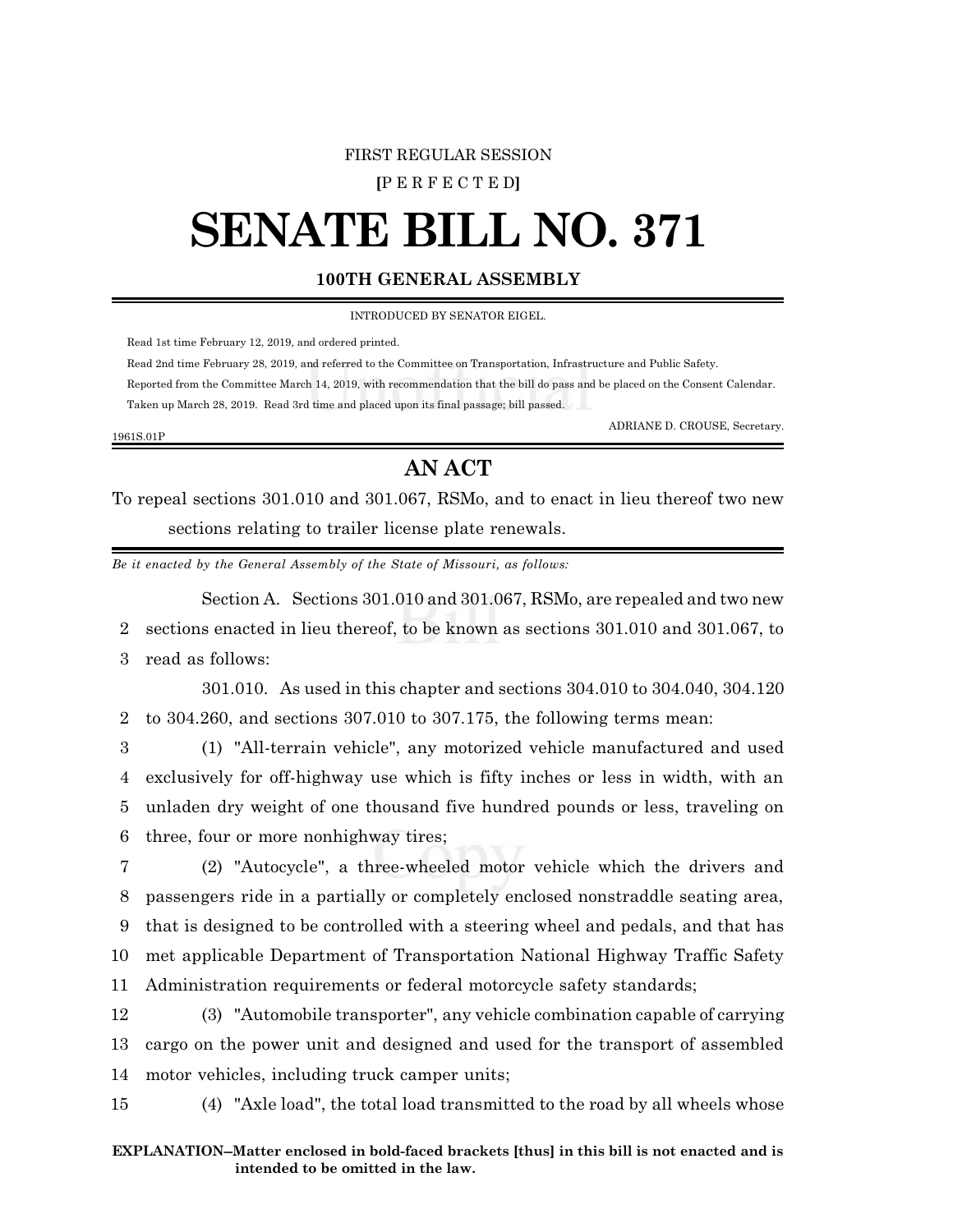FIRST REGULAR SESSION

**[**P E R F E C T E D**]**

# SENATE BILL NO. 371

**100TH GENERAL ASSEMBLY**

INTRODUCED BY SENATOR EIGEL.

Read 1st time February 12, 2019, and ordered printed.

Read 2nd time February 28, 2019, and referred to the Committee on Transportation, Infrastructure and Public Safety.

Reported from the Committee March 14, 2019, with recommendation that the bill do pass and be placed on the Consent Calendar.

Taken up March 28, 2019. Read 3rd time and placed upon its final passage; bill passed.

ADRIANE D. CROUSE, Secretary.

1961S.01P

## AN ACT

To repeal sections 301.010 and 301.067, RSMo, and to enact in lieu thereof two new sections relating to trailer license plate renewals.

*Be it enacted by the General Assembly of the State of Missouri, as follows:*

Section A. Sections 301.010 and 301.067, RSMo, are repealed and two new sections enacted in lieu thereof, to be known as sections 301.010 and 301.067, to read as follows:

301.010. As used in this chapter and sections 304.010 to 304.040, 304.120 to 304.260, and sections 307.010 to 307.175, the following terms mean:

(1) "All-terrain vehicle", any motorized vehicle manufactured and used exclusively for off-highway use which is fifty inches or less in width, with an unladen dry weight of one thousand five hundred pounds or less, traveling on three, four or more nonhighway tires;

(2) "Autocycle", a three-wheeled motor vehicle which the drivers and passengers ride in a partially or completely enclosed nonstraddle seating area, that is designed to be controlled with a steering wheel and pedals, and that has met applicable Department of Transportation National Highway Traffic Safety Administration requirements or federal motorcycle safety standards;

(3) "Automobile transporter", any vehicle combination capable of carrying cargo on the power unit and designed and used for the transport of assembled motor vehicles, including truck camper units;

(4) "Axle load", the total load transmitted to the road by all wheels whose

**EXPLANATION–Matter enclosed in bold-faced brackets [thus] in this bill is not enacted and is intended to be omitted in the law.**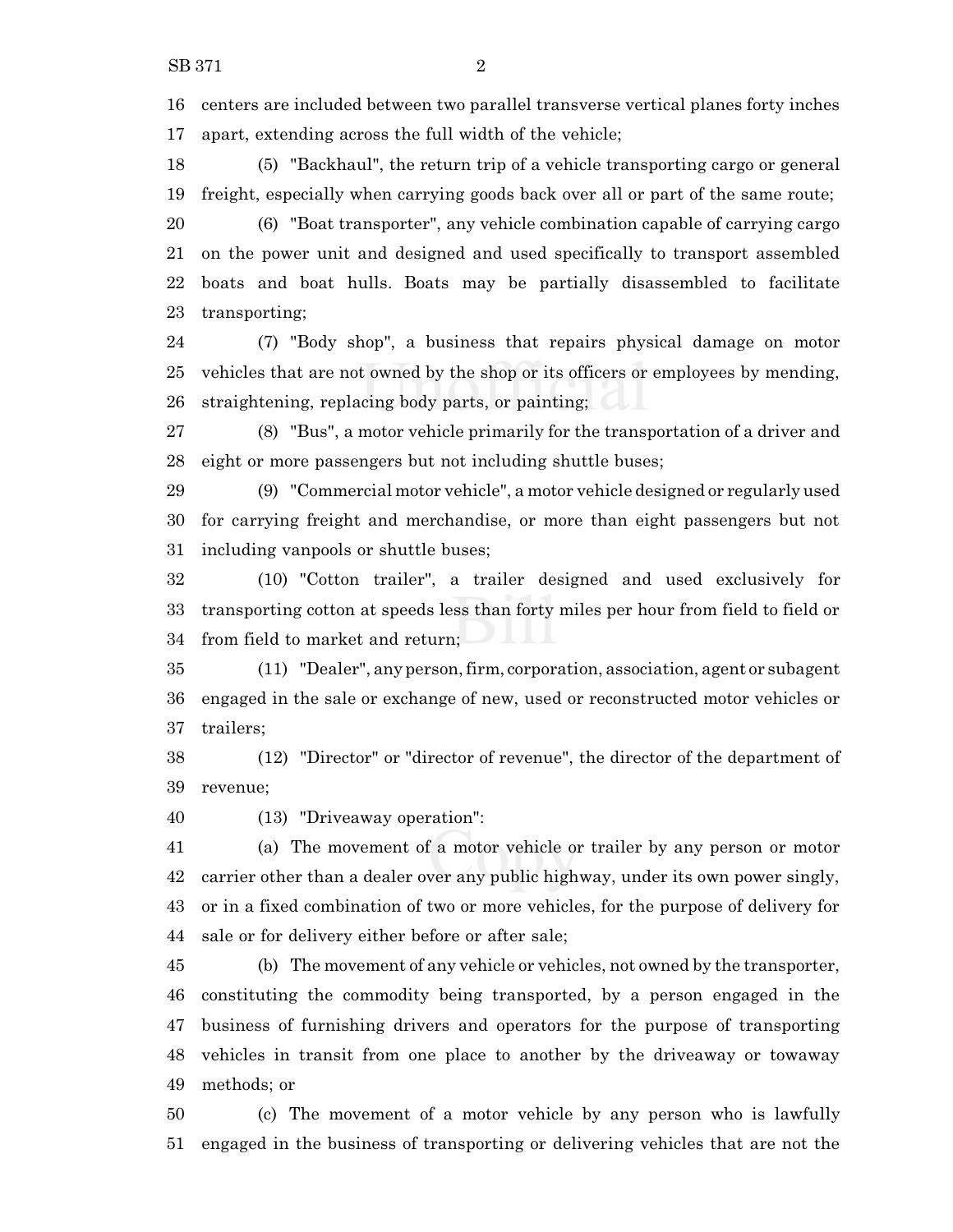centers are included between two parallel transverse vertical planes forty inches apart, extending across the full width of the vehicle;

(5) "Backhaul", the return trip of a vehicle transporting cargo or general freight, especially when carrying goods back over all or part of the same route;

(6) "Boat transporter", any vehicle combination capable of carrying cargo on the power unit and designed and used specifically to transport assembled boats and boat hulls. Boats may be partially disassembled to facilitate transporting;

(7) "Body shop", a business that repairs physical damage on motor vehicles that are not owned by the shop or its officers or employees by mending, straightening, replacing body parts, or painting;

(8) "Bus", a motor vehicle primarily for the transportation of a driver and eight or more passengers but not including shuttle buses;

(9) "Commercial motor vehicle", a motor vehicle designed or regularly used for carrying freight and merchandise, or more than eight passengers but not including vanpools or shuttle buses;

(10) "Cotton trailer", a trailer designed and used exclusively for transporting cotton at speeds less than forty miles per hour from field to field or from field to market and return;

(11) "Dealer", any person, firm, corporation, association, agent or subagent engaged in the sale or exchange of new, used or reconstructed motor vehicles or trailers;

(12) "Director" or "director of revenue", the director of the department of revenue;

(13) "Driveaway operation":

(a) The movement of a motor vehicle or trailer by any person or motor carrier other than a dealer over any public highway, under its own power singly, or in a fixed combination of two or more vehicles, for the purpose of delivery for sale or for delivery either before or after sale;

(b) The movement of any vehicle or vehicles, not owned by the transporter, constituting the commodity being transported, by a person engaged in the business of furnishing drivers and operators for the purpose of transporting vehicles in transit from one place to another by the driveaway or towaway methods; or

(c) The movement of a motor vehicle by any person who is lawfully engaged in the business of transporting or delivering vehicles that are not the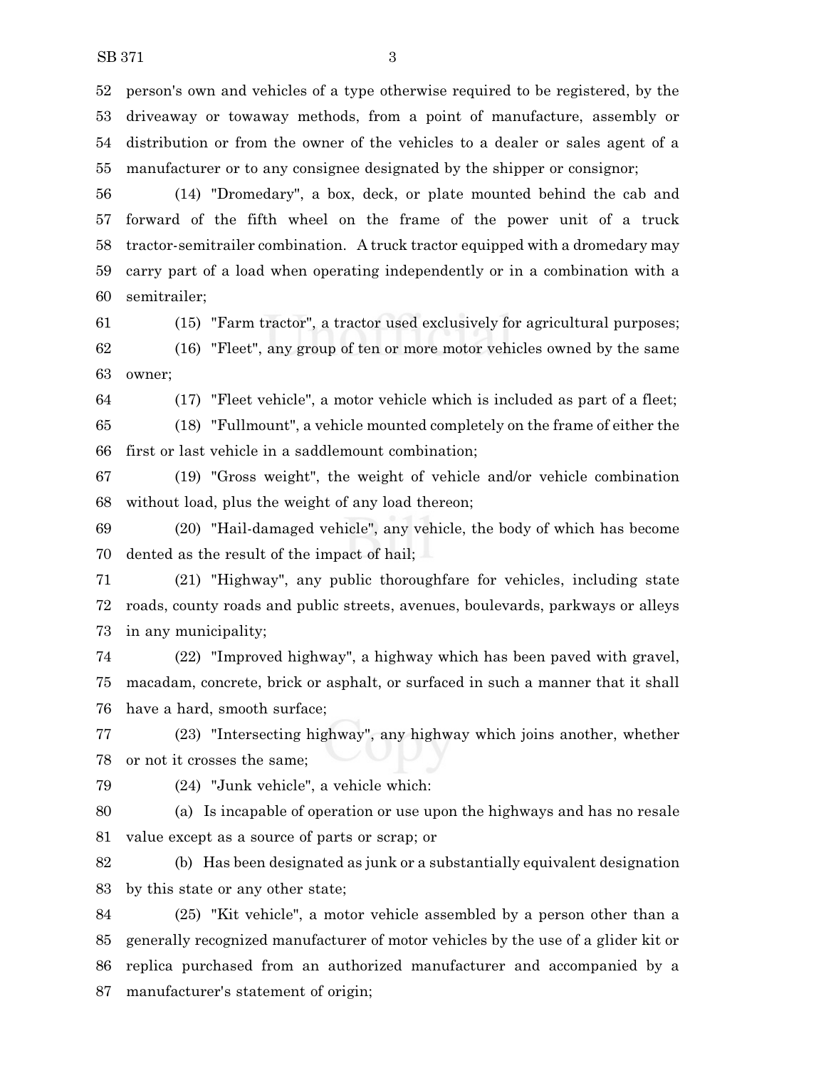person's own and vehicles of a type otherwise required to be registered, by the driveaway or towaway methods, from a point of manufacture, assembly or distribution or from the owner of the vehicles to a dealer or sales agent of a manufacturer or to any consignee designated by the shipper or consignor;

(14) "Dromedary", a box, deck, or plate mounted behind the cab and forward of the fifth wheel on the frame of the power unit of a truck tractor-semitrailer combination. A truck tractor equipped with a dromedary may carry part of a load when operating independently or in a combination with a semitrailer;

(15) "Farm tractor", a tractor used exclusively for agricultural purposes;

(16) "Fleet", any group of ten or more motor vehicles owned by the same owner;

(17) "Fleet vehicle", a motor vehicle which is included as part of a fleet;

(18) "Fullmount", a vehicle mounted completely on the frame of either the first or last vehicle in a saddlemount combination;

(19) "Gross weight", the weight of vehicle and/or vehicle combination without load, plus the weight of any load thereon;

(20) "Hail-damaged vehicle", any vehicle, the body of which has become dented as the result of the impact of hail;

(21) "Highway", any public thoroughfare for vehicles, including state roads, county roads and public streets, avenues, boulevards, parkways or alleys in any municipality;

(22) "Improved highway", a highway which has been paved with gravel, macadam, concrete, brick or asphalt, or surfaced in such a manner that it shall have a hard, smooth surface;

(23) "Intersecting highway", any highway which joins another, whether or not it crosses the same;

(24) "Junk vehicle", a vehicle which:

(a) Is incapable of operation or use upon the highways and has no resale value except as a source of parts or scrap; or

(b) Has been designated as junk or a substantially equivalent designation by this state or any other state;

(25) "Kit vehicle", a motor vehicle assembled by a person other than a generally recognized manufacturer of motor vehicles by the use of a glider kit or replica purchased from an authorized manufacturer and accompanied by a manufacturer's statement of origin;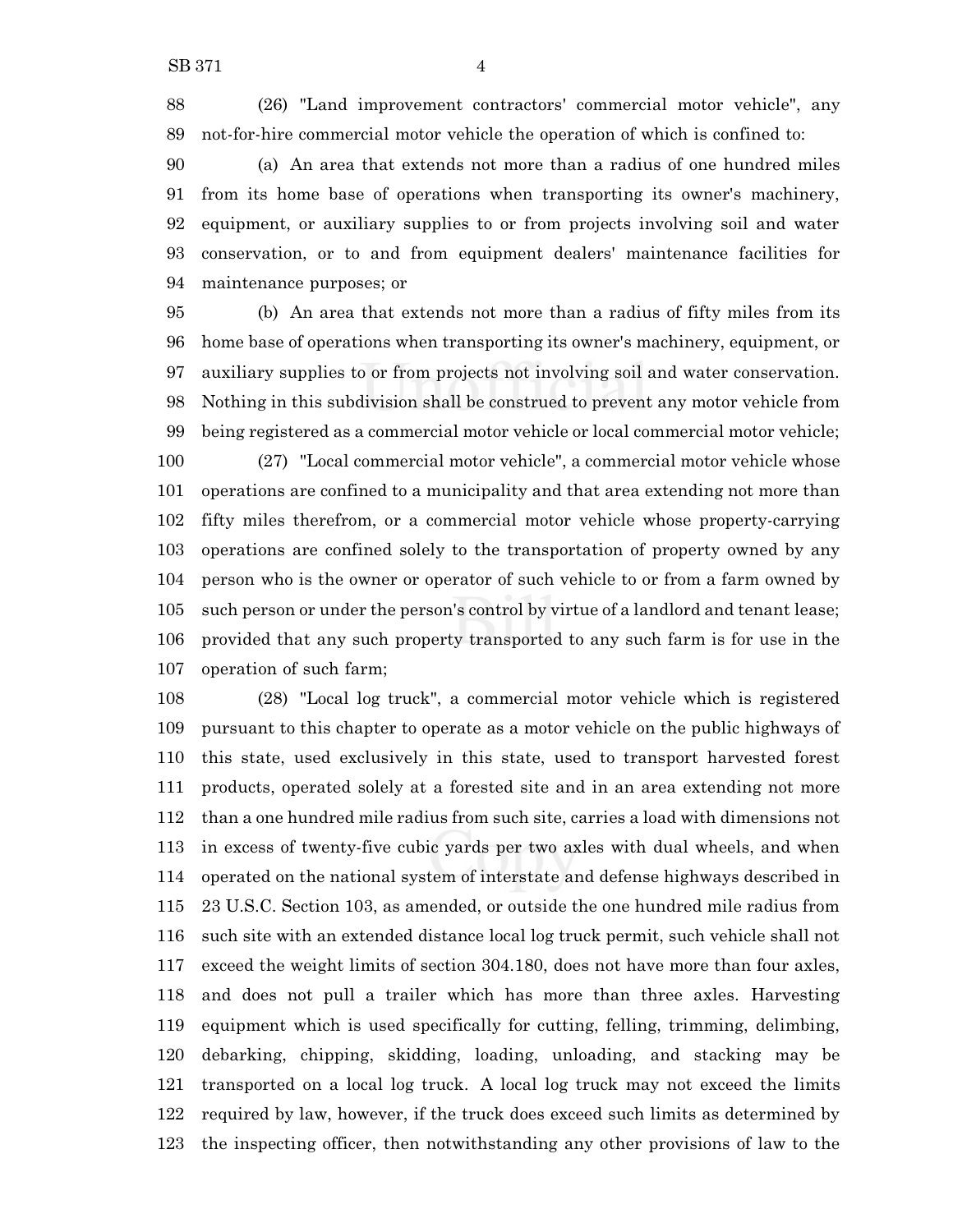(26) "Land improvement contractors' commercial motor vehicle", any not-for-hire commercial motor vehicle the operation of which is confined to:

(a) An area that extends not more than a radius of one hundred miles from its home base of operations when transporting its owner's machinery, equipment, or auxiliary supplies to or from projects involving soil and water conservation, or to and from equipment dealers' maintenance facilities for maintenance purposes; or

(b) An area that extends not more than a radius of fifty miles from its home base of operations when transporting its owner's machinery, equipment, or auxiliary supplies to or from projects not involving soil and water conservation. Nothing in this subdivision shall be construed to prevent any motor vehicle from being registered as a commercial motor vehicle or local commercial motor vehicle;

(27) "Local commercial motor vehicle", a commercial motor vehicle whose operations are confined to a municipality and that area extending not more than fifty miles therefrom, or a commercial motor vehicle whose property-carrying operations are confined solely to the transportation of property owned by any person who is the owner or operator of such vehicle to or from a farm owned by such person or under the person's control by virtue of a landlord and tenant lease; provided that any such property transported to any such farm is for use in the operation of such farm;

(28) "Local log truck", a commercial motor vehicle which is registered pursuant to this chapter to operate as a motor vehicle on the public highways of this state, used exclusively in this state, used to transport harvested forest products, operated solely at a forested site and in an area extending not more than a one hundred mile radius from such site, carries a load with dimensions not in excess of twenty-five cubic yards per two axles with dual wheels, and when operated on the national system of interstate and defense highways described in 23 U.S.C. Section 103, as amended, or outside the one hundred mile radius from such site with an extended distance local log truck permit, such vehicle shall not exceed the weight limits of section 304.180, does not have more than four axles, and does not pull a trailer which has more than three axles. Harvesting equipment which is used specifically for cutting, felling, trimming, delimbing, debarking, chipping, skidding, loading, unloading, and stacking may be transported on a local log truck. A local log truck may not exceed the limits required by law, however, if the truck does exceed such limits as determined by the inspecting officer, then notwithstanding any other provisions of law to the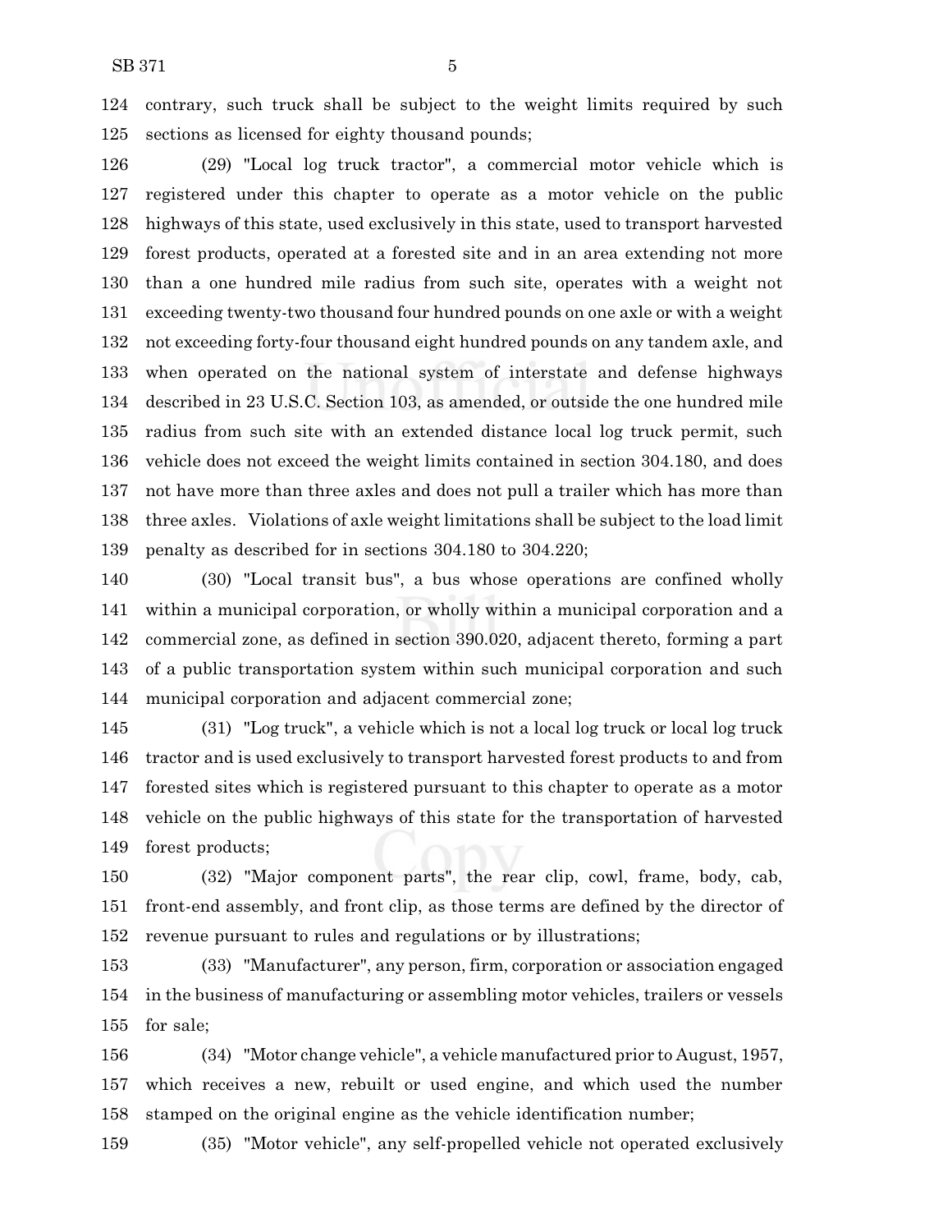contrary, such truck shall be subject to the weight limits required by such sections as licensed for eighty thousand pounds;

(29) "Local log truck tractor", a commercial motor vehicle which is registered under this chapter to operate as a motor vehicle on the public highways of this state, used exclusively in this state, used to transport harvested forest products, operated at a forested site and in an area extending not more than a one hundred mile radius from such site, operates with a weight not exceeding twenty-two thousand four hundred pounds on one axle or with a weight not exceeding forty-four thousand eight hundred pounds on any tandem axle, and when operated on the national system of interstate and defense highways described in 23 U.S.C. Section 103, as amended, or outside the one hundred mile radius from such site with an extended distance local log truck permit, such vehicle does not exceed the weight limits contained in section 304.180, and does not have more than three axles and does not pull a trailer which has more than three axles. Violations of axle weight limitations shall be subject to the load limit penalty as described for in sections 304.180 to 304.220;

(30) "Local transit bus", a bus whose operations are confined wholly within a municipal corporation, or wholly within a municipal corporation and a commercial zone, as defined in section 390.020, adjacent thereto, forming a part of a public transportation system within such municipal corporation and such municipal corporation and adjacent commercial zone;

(31) "Log truck", a vehicle which is not a local log truck or local log truck tractor and is used exclusively to transport harvested forest products to and from forested sites which is registered pursuant to this chapter to operate as a motor vehicle on the public highways of this state for the transportation of harvested forest products;

(32) "Major component parts", the rear clip, cowl, frame, body, cab, front-end assembly, and front clip, as those terms are defined by the director of revenue pursuant to rules and regulations or by illustrations;

(33) "Manufacturer", any person, firm, corporation or association engaged in the business of manufacturing or assembling motor vehicles, trailers or vessels for sale;

(34) "Motor change vehicle", a vehicle manufactured prior to August, 1957, which receives a new, rebuilt or used engine, and which used the number stamped on the original engine as the vehicle identification number;

(35) "Motor vehicle", any self-propelled vehicle not operated exclusively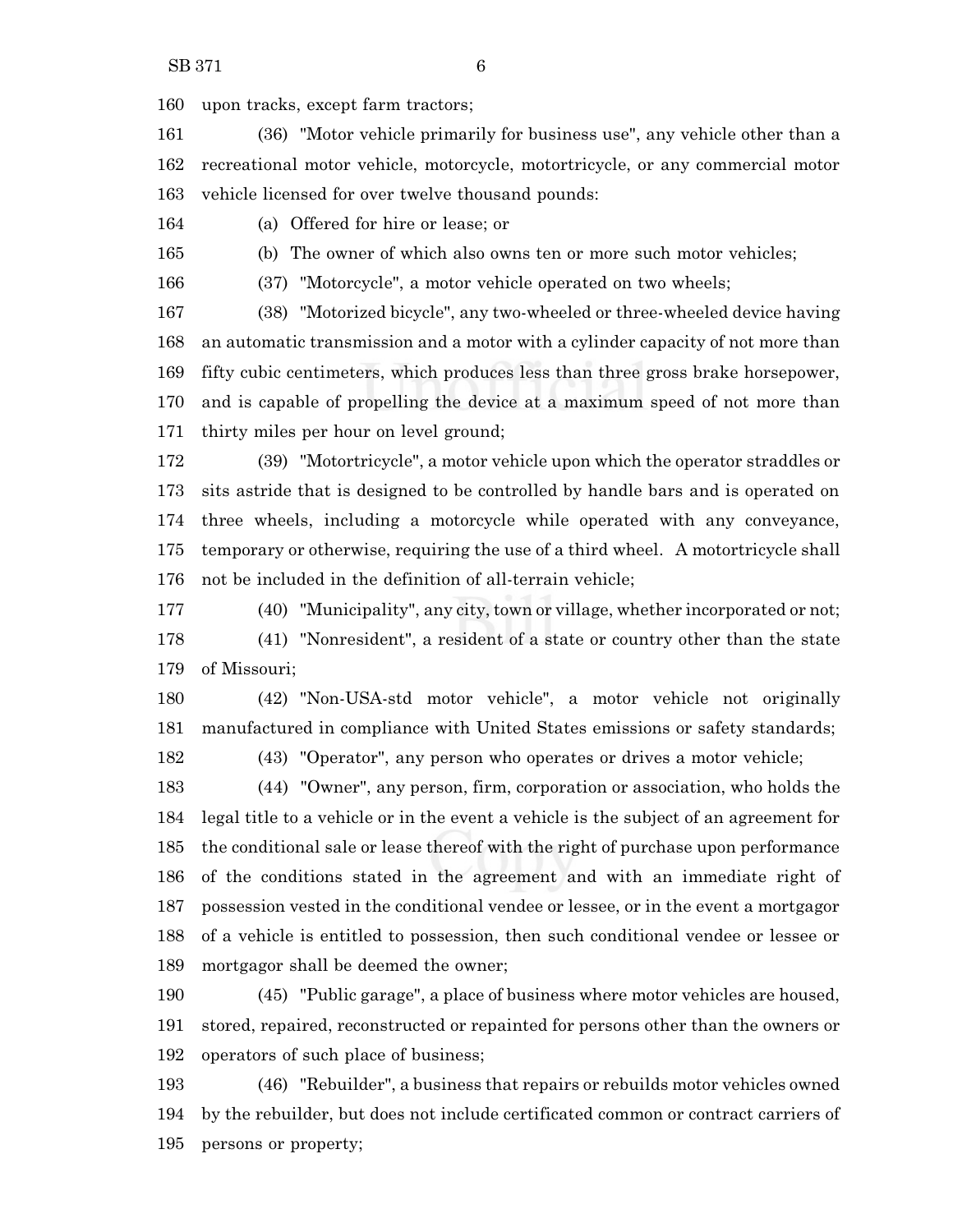upon tracks, except farm tractors;

(36) "Motor vehicle primarily for business use", any vehicle other than a recreational motor vehicle, motorcycle, motortricycle, or any commercial motor vehicle licensed for over twelve thousand pounds:

(a) Offered for hire or lease; or

(b) The owner of which also owns ten or more such motor vehicles;

(37) "Motorcycle", a motor vehicle operated on two wheels;

(38) "Motorized bicycle", any two-wheeled or three-wheeled device having an automatic transmission and a motor with a cylinder capacity of not more than fifty cubic centimeters, which produces less than three gross brake horsepower, and is capable of propelling the device at a maximum speed of not more than thirty miles per hour on level ground;

(39) "Motortricycle", a motor vehicle upon which the operator straddles or sits astride that is designed to be controlled by handle bars and is operated on three wheels, including a motorcycle while operated with any conveyance, temporary or otherwise, requiring the use of a third wheel. A motortricycle shall not be included in the definition of all-terrain vehicle;

(40) "Municipality", any city, town or village, whether incorporated or not;

(41) "Nonresident", a resident of a state or country other than the state of Missouri;

(42) "Non-USA-std motor vehicle", a motor vehicle not originally manufactured in compliance with United States emissions or safety standards;

(43) "Operator", any person who operates or drives a motor vehicle;

(44) "Owner", any person, firm, corporation or association, who holds the legal title to a vehicle or in the event a vehicle is the subject of an agreement for the conditional sale or lease thereof with the right of purchase upon performance of the conditions stated in the agreement and with an immediate right of possession vested in the conditional vendee or lessee, or in the event a mortgagor of a vehicle is entitled to possession, then such conditional vendee or lessee or mortgagor shall be deemed the owner;

(45) "Public garage", a place of business where motor vehicles are housed, stored, repaired, reconstructed or repainted for persons other than the owners or operators of such place of business;

(46) "Rebuilder", a business that repairs or rebuilds motor vehicles owned by the rebuilder, but does not include certificated common or contract carriers of persons or property;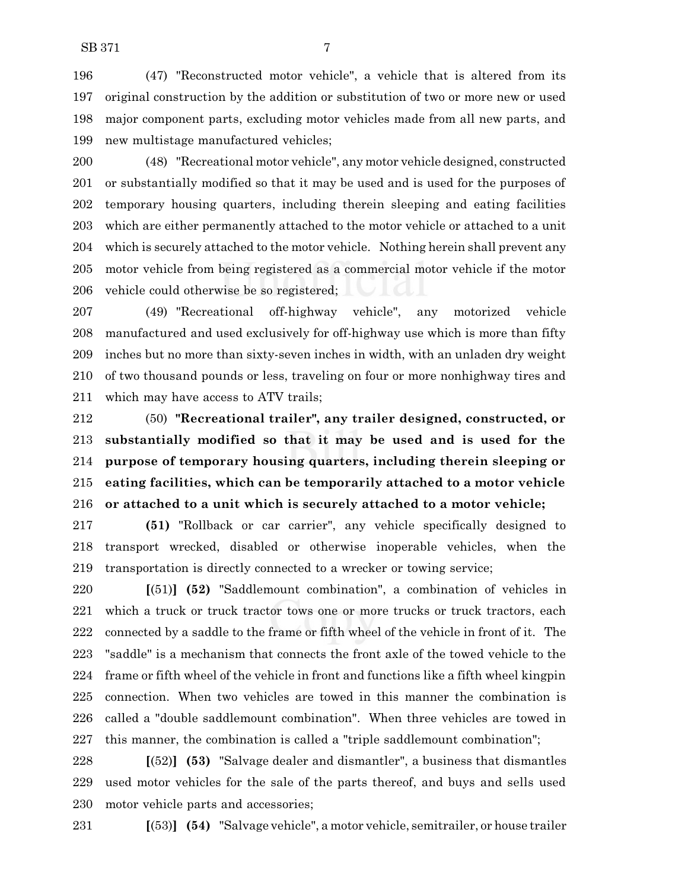(47) "Reconstructed motor vehicle", a vehicle that is altered from its original construction by the addition or substitution of two or more new or used major component parts, excluding motor vehicles made from all new parts, and new multistage manufactured vehicles;

(48) "Recreational motor vehicle", any motor vehicle designed, constructed or substantially modified so that it may be used and is used for the purposes of temporary housing quarters, including therein sleeping and eating facilities which are either permanently attached to the motor vehicle or attached to a unit which is securely attached to the motor vehicle. Nothing herein shall prevent any motor vehicle from being registered as a commercial motor vehicle if the motor vehicle could otherwise be so registered;

(49) "Recreational off-highway vehicle", any motorized vehicle manufactured and used exclusively for off-highway use which is more than fifty inches but no more than sixty-seven inches in width, with an unladen dry weight of two thousand pounds or less, traveling on four or more nonhighway tires and which may have access to ATV trails;

(50) **"Recreational trailer", any trailer designed, constructed, or substantially modified so that it may be used and is used for the purpose of temporary housing quarters, including therein sleeping or eating facilities, which can be temporarily attached to a motor vehicle or attached to a unit which is securely attached to a motor vehicle;**

**(51)** "Rollback or car carrier", any vehicle specifically designed to transport wrecked, disabled or otherwise inoperable vehicles, when the transportation is directly connected to a wrecker or towing service;

**[**(51)**] (52)** "Saddlemount combination", a combination of vehicles in which a truck or truck tractor tows one or more trucks or truck tractors, each connected by a saddle to the frame or fifth wheel of the vehicle in front of it. The "saddle" is a mechanism that connects the front axle of the towed vehicle to the frame or fifth wheel of the vehicle in front and functions like a fifth wheel kingpin connection. When two vehicles are towed in this manner the combination is called a "double saddlemount combination". When three vehicles are towed in this manner, the combination is called a "triple saddlemount combination";

**[**(52)**] (53)** "Salvage dealer and dismantler", a business that dismantles used motor vehicles for the sale of the parts thereof, and buys and sells used motor vehicle parts and accessories;

**[**(53)**] (54)** "Salvage vehicle", a motor vehicle, semitrailer, or house trailer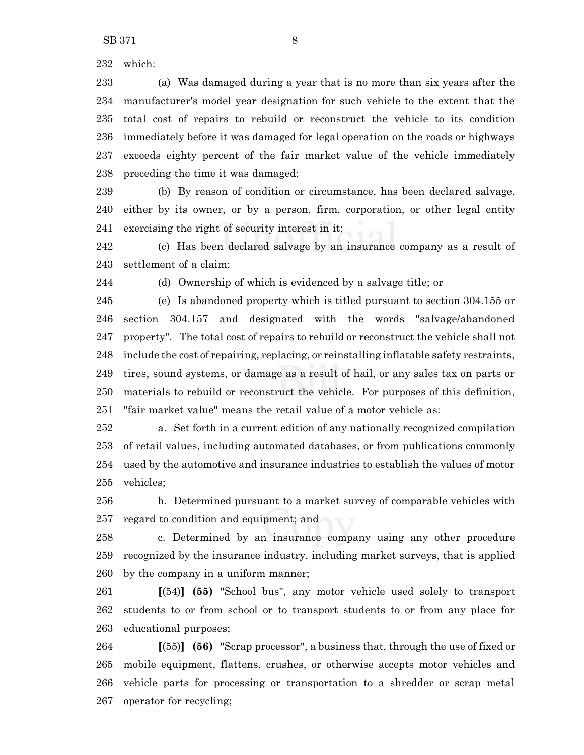which:

(a) Was damaged during a year that is no more than six years after the manufacturer's model year designation for such vehicle to the extent that the total cost of repairs to rebuild or reconstruct the vehicle to its condition immediately before it was damaged for legal operation on the roads or highways exceeds eighty percent of the fair market value of the vehicle immediately preceding the time it was damaged;

(b) By reason of condition or circumstance, has been declared salvage, either by its owner, or by a person, firm, corporation, or other legal entity exercising the right of security interest in it;

(c) Has been declared salvage by an insurance company as a result of settlement of a claim;

(d) Ownership of which is evidenced by a salvage title; or

(e) Is abandoned property which is titled pursuant to section 304.155 or section 304.157 and designated with the words "salvage/abandoned property". The total cost of repairs to rebuild or reconstruct the vehicle shall not include the cost of repairing, replacing, or reinstalling inflatable safety restraints, tires, sound systems, or damage as a result of hail, or any sales tax on parts or materials to rebuild or reconstruct the vehicle. For purposes of this definition, "fair market value" means the retail value of a motor vehicle as:

a. Set forth in a current edition of any nationally recognized compilation of retail values, including automated databases, or from publications commonly used by the automotive and insurance industries to establish the values of motor vehicles;

b. Determined pursuant to a market survey of comparable vehicles with regard to condition and equipment; and

c. Determined by an insurance company using any other procedure recognized by the insurance industry, including market surveys, that is applied by the company in a uniform manner;

**[**(54)**]** **(55)** "School bus", any motor vehicle used solely to transport students to or from school or to transport students to or from any place for educational purposes;

**[**(55)**]** **(56)** "Scrap processor", a business that, through the use of fixed or mobile equipment, flattens, crushes, or otherwise accepts motor vehicles and vehicle parts for processing or transportation to a shredder or scrap metal operator for recycling;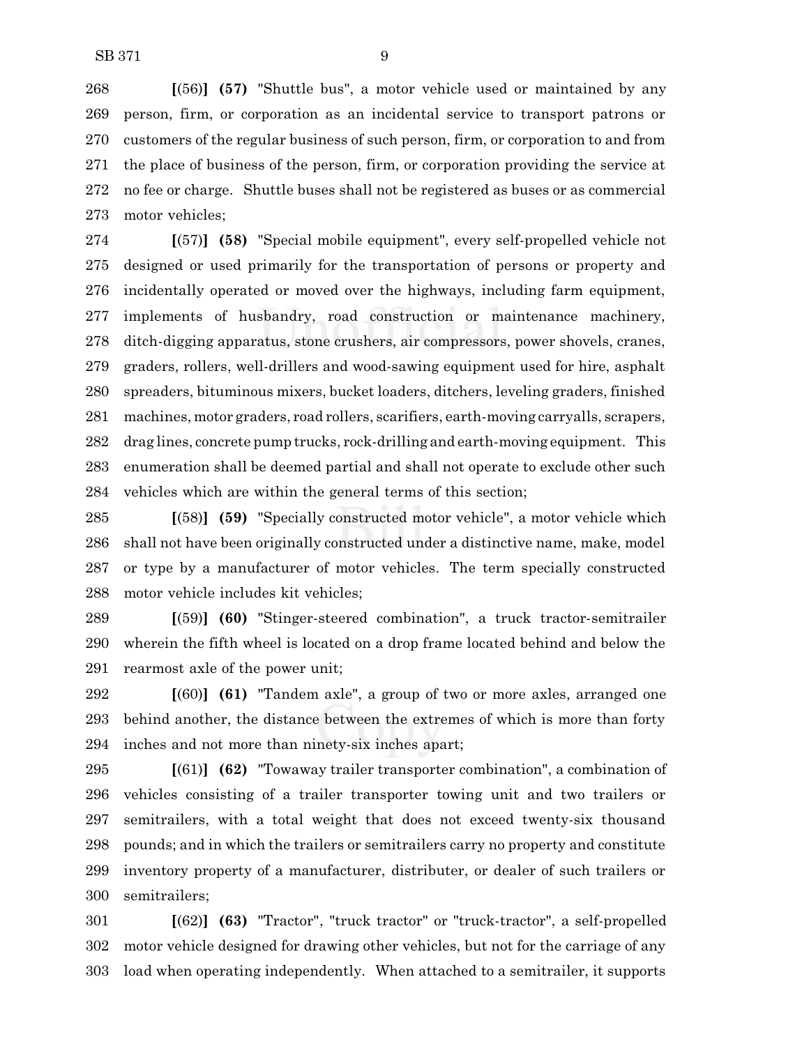268 **[**(56)**]** **(57)** "Shuttle bus", a motor vehicle used or maintained by any person, firm, or corporation as an incidental service to transport patrons or customers of the regular business of such person, firm, or corporation to and from the place of business of the person, firm, or corporation providing the service at no fee or charge. Shuttle buses shall not be registered as buses or as commercial motor vehicles;

274 **[**(57)**]** **(58)** "Special mobile equipment", every self-propelled vehicle not designed or used primarily for the transportation of persons or property and incidentally operated or moved over the highways, including farm equipment, implements of husbandry, road construction or maintenance machinery, ditch-digging apparatus, stone crushers, air compressors, power shovels, cranes, graders, rollers, well-drillers and wood-sawing equipment used for hire, asphalt spreaders, bituminous mixers, bucket loaders, ditchers, leveling graders, finished machines, motor graders, road rollers, scarifiers, earth-moving carryalls, scrapers, drag lines, concrete pump trucks, rock-drilling and earth-moving equipment. This enumeration shall be deemed partial and shall not operate to exclude other such vehicles which are within the general terms of this section;

285 **[**(58)**]** **(59)** "Specially constructed motor vehicle", a motor vehicle which shall not have been originally constructed under a distinctive name, make, model or type by a manufacturer of motor vehicles. The term specially constructed motor vehicle includes kit vehicles;

289 **[**(59)**]** **(60)** "Stinger-steered combination", a truck tractor-semitrailer wherein the fifth wheel is located on a drop frame located behind and below the rearmost axle of the power unit;

292 **[**(60)**]** **(61)** "Tandem axle", a group of two or more axles, arranged one behind another, the distance between the extremes of which is more than forty inches and not more than ninety-six inches apart;

295 **[**(61)**]** **(62)** "Towaway trailer transporter combination", a combination of vehicles consisting of a trailer transporter towing unit and two trailers or semitrailers, with a total weight that does not exceed twenty-six thousand pounds; and in which the trailers or semitrailers carry no property and constitute inventory property of a manufacturer, distributer, or dealer of such trailers or semitrailers;

301 **[**(62)**]** **(63)** "Tractor", "truck tractor" or "truck-tractor", a self-propelled motor vehicle designed for drawing other vehicles, but not for the carriage of any load when operating independently. When attached to a semitrailer, it supports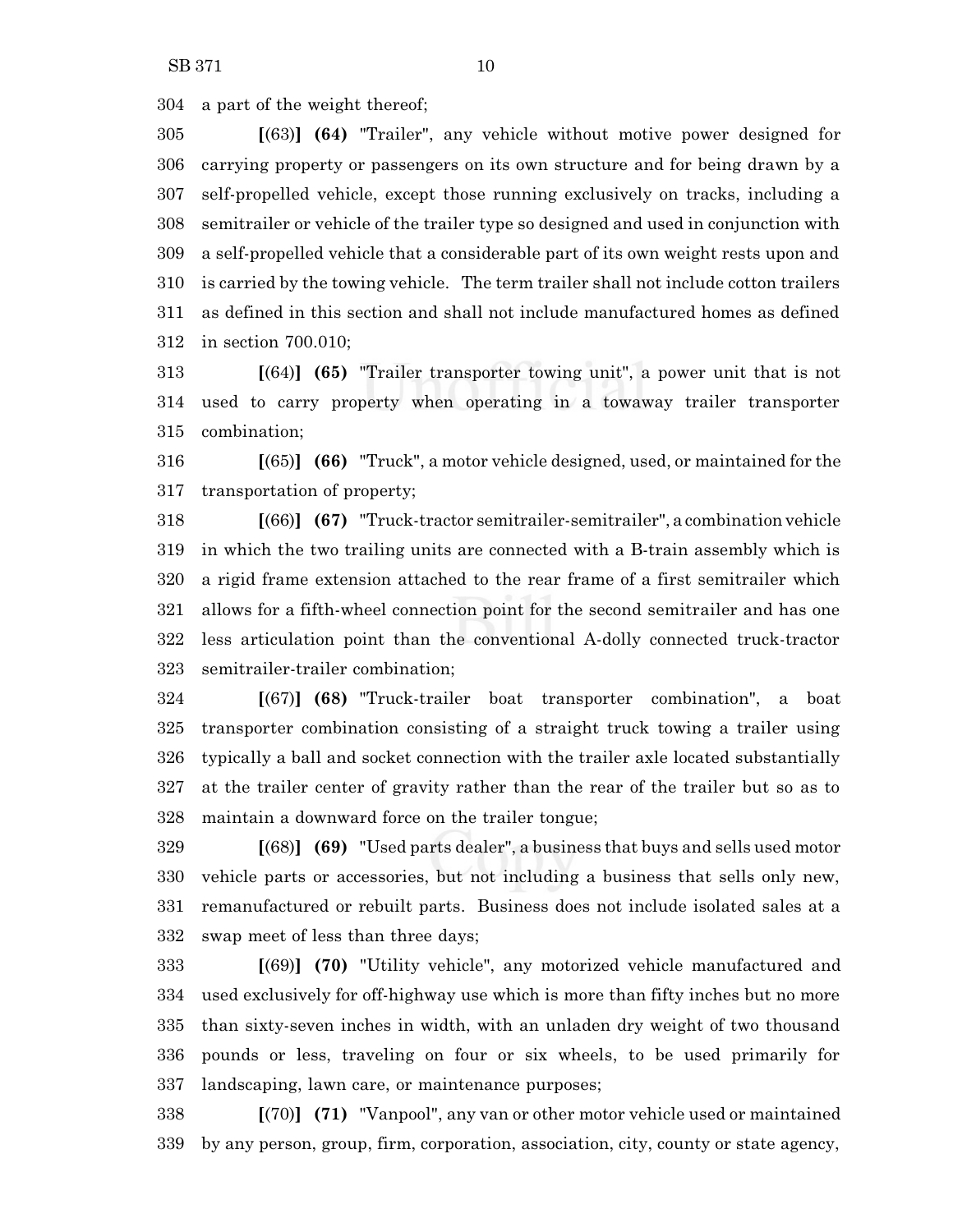a part of the weight thereof;

**[**(63)**] (64)** "Trailer", any vehicle without motive power designed for carrying property or passengers on its own structure and for being drawn by a self-propelled vehicle, except those running exclusively on tracks, including a semitrailer or vehicle of the trailer type so designed and used in conjunction with a self-propelled vehicle that a considerable part of its own weight rests upon and is carried by the towing vehicle. The term trailer shall not include cotton trailers as defined in this section and shall not include manufactured homes as defined in section 700.010;

**[**(64)**] (65)** "Trailer transporter towing unit", a power unit that is not used to carry property when operating in a towaway trailer transporter combination;

**[**(65)**] (66)** "Truck", a motor vehicle designed, used, or maintained for the transportation of property;

**[**(66)**] (67)** "Truck-tractor semitrailer-semitrailer", a combination vehicle in which the two trailing units are connected with a B-train assembly which is a rigid frame extension attached to the rear frame of a first semitrailer which allows for a fifth-wheel connection point for the second semitrailer and has one less articulation point than the conventional A-dolly connected truck-tractor semitrailer-trailer combination;

**[**(67)**] (68)** "Truck-trailer boat transporter combination", a boat transporter combination consisting of a straight truck towing a trailer using typically a ball and socket connection with the trailer axle located substantially at the trailer center of gravity rather than the rear of the trailer but so as to maintain a downward force on the trailer tongue;

**[**(68)**] (69)** "Used parts dealer", a business that buys and sells used motor vehicle parts or accessories, but not including a business that sells only new, remanufactured or rebuilt parts. Business does not include isolated sales at a swap meet of less than three days;

**[**(69)**] (70)** "Utility vehicle", any motorized vehicle manufactured and used exclusively for off-highway use which is more than fifty inches but no more than sixty-seven inches in width, with an unladen dry weight of two thousand pounds or less, traveling on four or six wheels, to be used primarily for landscaping, lawn care, or maintenance purposes;

**[**(70)**] (71)** "Vanpool", any van or other motor vehicle used or maintained by any person, group, firm, corporation, association, city, county or state agency,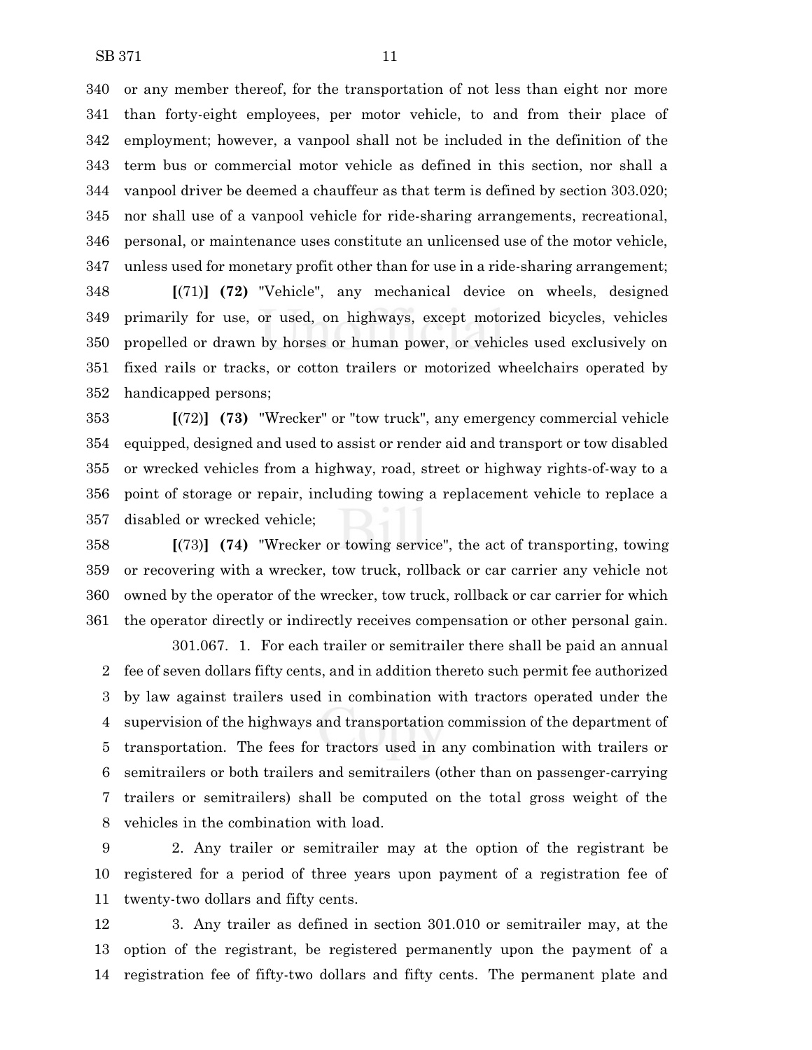or any member thereof, for the transportation of not less than eight nor more than forty-eight employees, per motor vehicle, to and from their place of employment; however, a vanpool shall not be included in the definition of the term bus or commercial motor vehicle as defined in this section, nor shall a vanpool driver be deemed a chauffeur as that term is defined by section 303.020; nor shall use of a vanpool vehicle for ride-sharing arrangements, recreational, personal, or maintenance uses constitute an unlicensed use of the motor vehicle, unless used for monetary profit other than for use in a ride-sharing arrangement;

**[**(71)**]** **(72)** "Vehicle", any mechanical device on wheels, designed primarily for use, or used, on highways, except motorized bicycles, vehicles propelled or drawn by horses or human power, or vehicles used exclusively on fixed rails or tracks, or cotton trailers or motorized wheelchairs operated by handicapped persons;

**[**(72)**]** **(73)** "Wrecker" or "tow truck", any emergency commercial vehicle equipped, designed and used to assist or render aid and transport or tow disabled or wrecked vehicles from a highway, road, street or highway rights-of-way to a point of storage or repair, including towing a replacement vehicle to replace a disabled or wrecked vehicle;

**[**(73)**]** **(74)** "Wrecker or towing service", the act of transporting, towing or recovering with a wrecker, tow truck, rollback or car carrier any vehicle not owned by the operator of the wrecker, tow truck, rollback or car carrier for which the operator directly or indirectly receives compensation or other personal gain.

301.067. 1. For each trailer or semitrailer there shall be paid an annual fee of seven dollars fifty cents, and in addition thereto such permit fee authorized by law against trailers used in combination with tractors operated under the supervision of the highways and transportation commission of the department of transportation. The fees for tractors used in any combination with trailers or semitrailers or both trailers and semitrailers (other than on passenger-carrying trailers or semitrailers) shall be computed on the total gross weight of the vehicles in the combination with load.

2. Any trailer or semitrailer may at the option of the registrant be registered for a period of three years upon payment of a registration fee of twenty-two dollars and fifty cents.

3. Any trailer as defined in section 301.010 or semitrailer may, at the option of the registrant, be registered permanently upon the payment of a registration fee of fifty-two dollars and fifty cents. The permanent plate and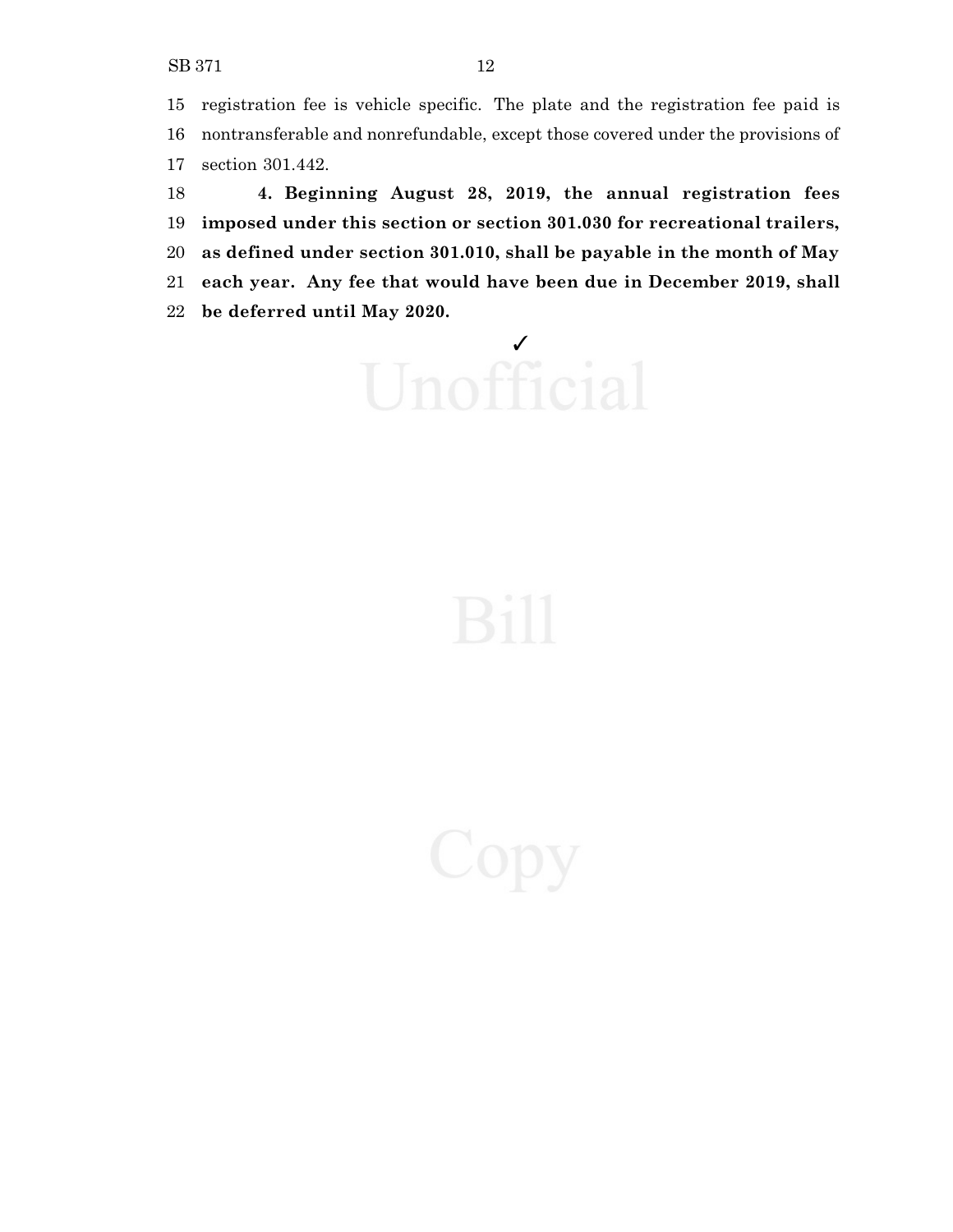registration fee is vehicle specific. The plate and the registration fee paid is nontransferable and nonrefundable, except those covered under the provisions of section 301.442.

**4. Beginning August 28, 2019, the annual registration fees imposed under this section or section 301.030 for recreational trailers, as defined under section 301.010, shall be payable in the month of May each year. Any fee that would have been due in December 2019, shall be deferred until May 2020.**

✓